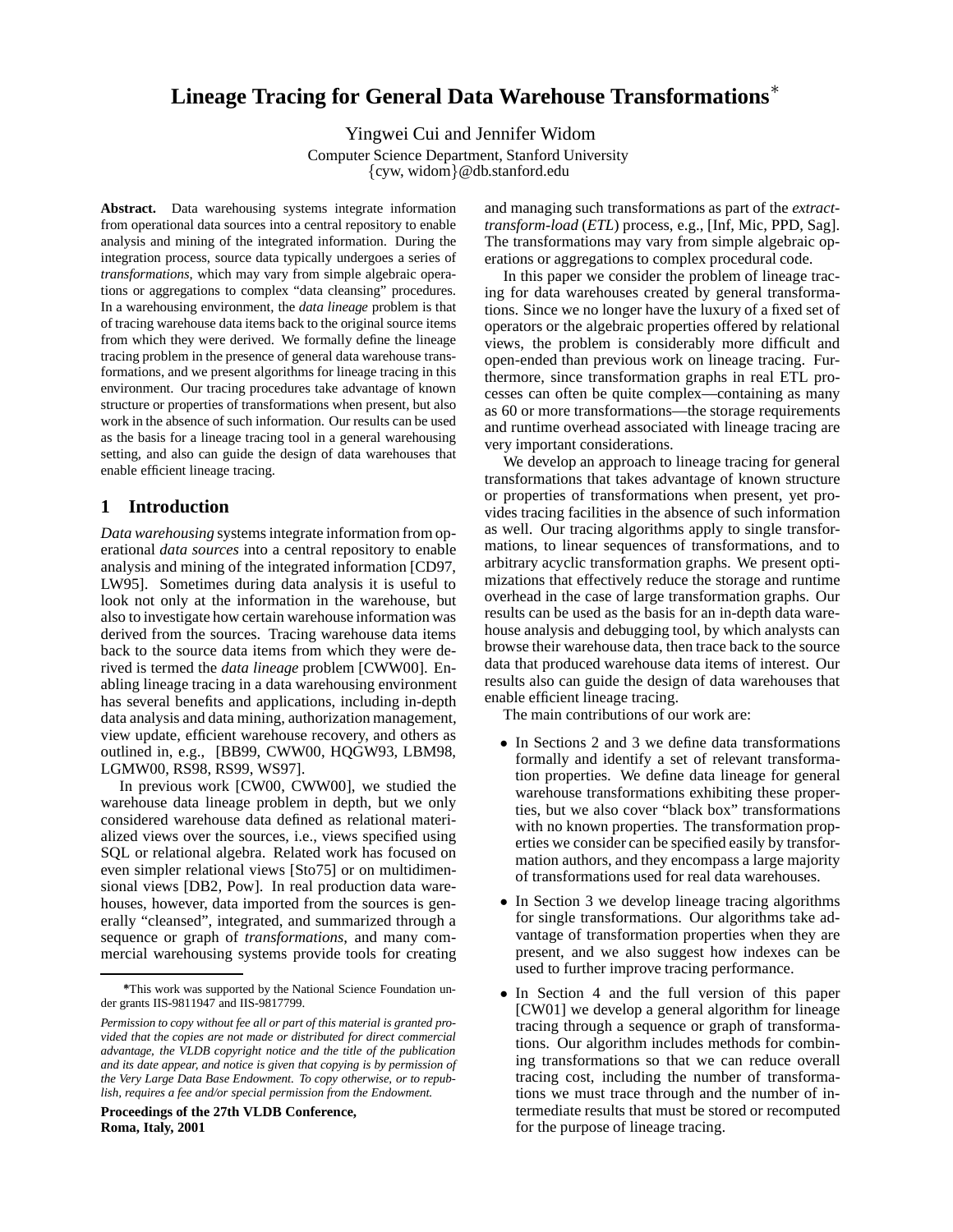# Lineage Tracing for General Data Warehouse Transformations*

Yingwei Cui and Jennifer Widom

Computer Science Department, Stanford University

{cyw, widom}@db.stanford.edu

**Abstract.** Data warehousing systems integrate information from operational data sources into a central repository to enable analysis and mining of the integrated information. During the integration process, source data typically undergoes a series of *transformations*, which may vary from simple algebraic operations or aggregations to complex "data cleansing" procedures. In a warehousing environment, the *data lineage* problem is that of tracing warehouse data items back to the original source items from which they were derived. We formally define the lineage tracing problem in the presence of general data warehouse transformations, and we present algorithms for lineage tracing in this environment. Our tracing procedures take advantage of known structure or properties of transformations when present, but also work in the absence of such information. Our results can be used as the basis for a lineage tracing tool in a general warehousing setting, and also can guide the design of data warehouses that enable efficient lineage tracing.

## 1 Introduction

*Data warehousing* systems integrate information from operational *data sources* into a central repository to enable analysis and mining of the integrated information [CD97, LW95]. Sometimes during data analysis it is useful to look not only at the information in the warehouse, but also to investigate how certain warehouse information was derived from the sources. Tracing warehouse data items back to the source data items from which they were derived is termed the *data lineage* problem [CWW00]. Enabling lineage tracing in a data warehousing environment has several benefits and applications, including in-depth data analysis and data mining, authorization management, view update, efficient warehouse recovery, and others as outlined in, e.g., [BB99, CWW00, HQGW93, LBM98, LGMW00, RS98, RS99, WS97].

In previous work [CW00, CWW00], we studied the warehouse data lineage problem in depth, but we only considered warehouse data defined as relational materialized views over the sources, i.e., views specified using SQL or relational algebra. Related work has focused on even simpler relational views [Sto75] or on multidimensional views [DB2, Pow]. In real production data warehouses, however, data imported from the sources is generally "cleansed", integrated, and summarized through a sequence or graph of *transformations*, and many commercial warehousing systems provide tools for creating and managing such transformations as part of the *extract-transform-load* (*ETL*) process, e.g., [Inf, Mic, PPD, Sag]. The transformations may vary from simple algebraic operations or aggregations to complex procedural code.

In this paper we consider the problem of lineage tracing for data warehouses created by general transformations. Since we no longer have the luxury of a fixed set of operators or the algebraic properties offered by relational views, the problem is considerably more difficult and open-ended than previous work on lineage tracing. Furthermore, since transformation graphs in real ETL processes can often be quite complex—containing as many as 60 or more transformations—the storage requirements and runtime overhead associated with lineage tracing are very important considerations.

We develop an approach to lineage tracing for general transformations that takes advantage of known structure or properties of transformations when present, yet provides tracing facilities in the absence of such information as well. Our tracing algorithms apply to single transformations, to linear sequences of transformations, and to arbitrary acyclic transformation graphs. We present optimizations that effectively reduce the storage and runtime overhead in the case of large transformation graphs. Our results can be used as the basis for an in-depth data warehouse analysis and debugging tool, by which analysts can browse their warehouse data, then trace back to the source data that produced warehouse data items of interest. Our results also can guide the design of data warehouses that enable efficient lineage tracing.

The main contributions of our work are:

- In Sections 2 and 3 we define data transformations formally and identify a set of relevant transformation properties. We define data lineage for general warehouse transformations exhibiting these properties, but we also cover "black box" transformations with no known properties. The transformation properties we consider can be specified easily by transformation authors, and they encompass a large majority of transformations used for real data warehouses.
- In Section 3 we develop lineage tracing algorithms for single transformations. Our algorithms take advantage of transformation properties when they are present, and we also suggest how indexes can be used to further improve tracing performance.
- In Section 4 and the full version of this paper [CW01] we develop a general algorithm for lineage tracing through a sequence or graph of transformations. Our algorithm includes methods for combining transformations so that we can reduce overall tracing cost, including the number of transformations we must trace through and the number of intermediate results that must be stored or recomputed for the purpose of lineage tracing.

---

*This work was supported by the National Science Foundation under grants IIS-9811947 and IIS-9817799.

*Permission to copy without fee all or part of this material is granted provided that the copies are not made or distributed for direct commercial advantage, the VLDB copyright notice and the title of the publication and its date appear, and notice is given that copying is by permission of the Very Large Data Base Endowment. To copy otherwise, or to republish, requires a fee and/or special permission from the Endowment.*

**Proceedings of the 27th VLDB Conference, Roma, Italy, 2001**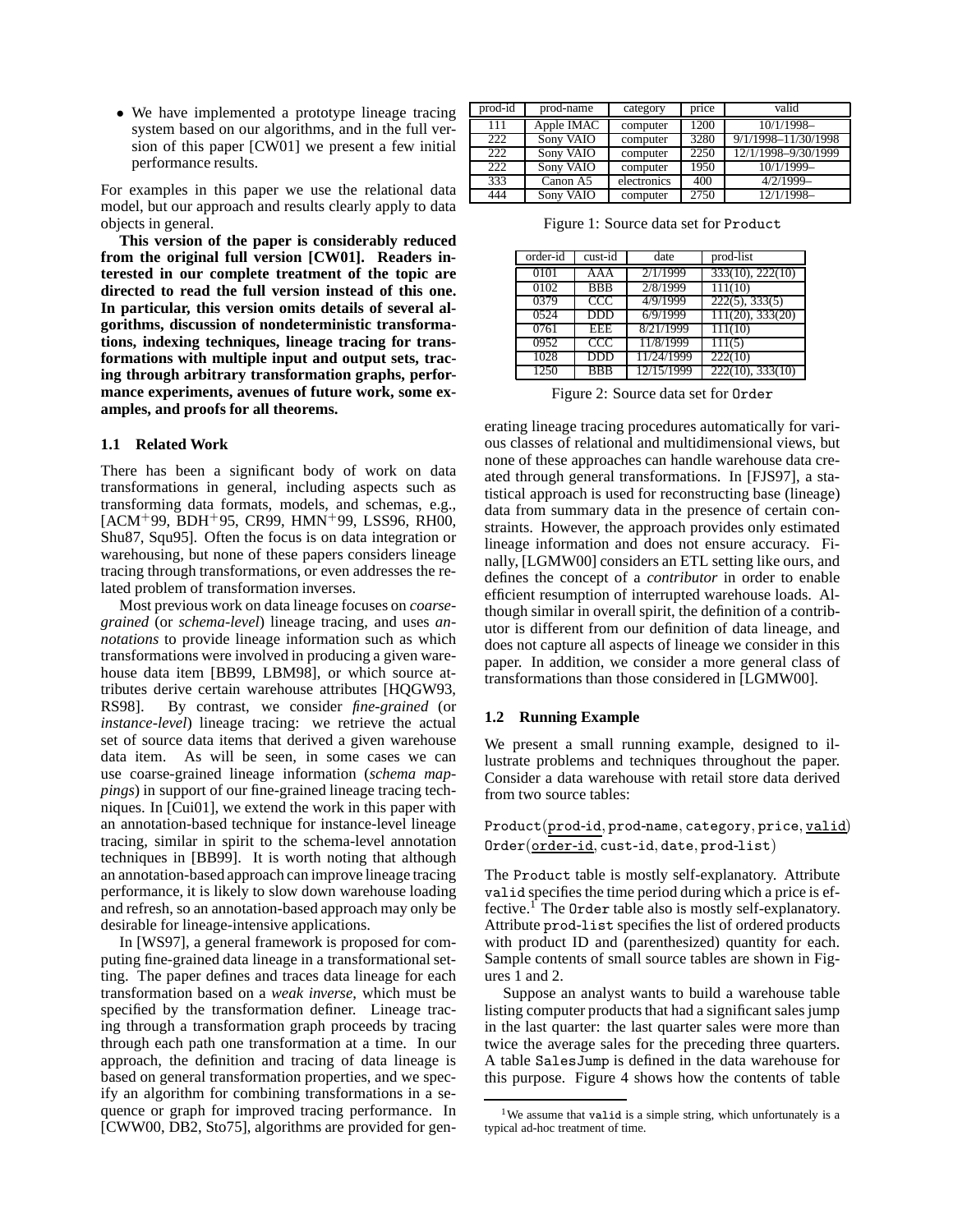- We have implemented a prototype lineage tracing system based on our algorithms, and in the full version of this paper [CW01] we present a few initial performance results.

For examples in this paper we use the relational data model, but our approach and results clearly apply to data objects in general.

**This version of the paper is considerably reduced from the original full version [CW01]. Readers interested in our complete treatment of the topic are directed to read the full version instead of this one. In particular, this version omits details of several algorithms, discussion of nondeterministic transformations, indexing techniques, lineage tracing for transformations with multiple input and output sets, tracing through arbitrary transformation graphs, performance experiments, avenues of future work, some examples, and proofs for all theorems.**

### 1.1 Related Work

There has been a significant body of work on data transformations in general, including aspects such as transforming data formats, models, and schemas, e.g., [ACM+99, BDH+95, CR99, HMN+99, LSS96, RH00, Shu87, Squ95]. Often the focus is on data integration or warehousing, but none of these papers considers lineage tracing through transformations, or even addresses the related problem of transformation inverses.

Most previous work on data lineage focuses on *coarse-grained* (or *schema-level*) lineage tracing, and uses *annotations* to provide lineage information such as which transformations were involved in producing a given warehouse data item [BB99, LBM98], or which source attributes derive certain warehouse attributes [HQGW93, RS98]. By contrast, we consider *fine-grained* (or *instance-level*) lineage tracing: we retrieve the actual set of source data items that derived a given warehouse data item. As will be seen, in some cases we can use coarse-grained lineage information (*schema mappings*) in support of our fine-grained lineage tracing techniques. In [Cui01], we extend the work in this paper with an annotation-based technique for instance-level lineage tracing, similar in spirit to the schema-level annotation techniques in [BB99]. It is worth noting that although an annotation-based approach can improve lineage tracing performance, it is likely to slow down warehouse loading and refresh, so an annotation-based approach may only be desirable for lineage-intensive applications.

In [WS97], a general framework is proposed for computing fine-grained data lineage in a transformational setting. The paper defines and traces data lineage for each transformation based on a *weak inverse*, which must be specified by the transformation definer. Lineage tracing through a transformation graph proceeds by tracing through each path one transformation at a time. In our approach, the definition and tracing of data lineage is based on general transformation properties, and we specify an algorithm for combining transformations in a sequence or graph for improved tracing performance. In [CWW00, DB2, Sto75], algorithms are provided for generating lineage tracing procedures automatically for various classes of relational and multidimensional views, but none of these approaches can handle warehouse data created through general transformations. In [FJS97], a statistical approach is used for reconstructing base (lineage) data from summary data in the presence of certain constraints. However, the approach provides only estimated lineage information and does not ensure accuracy. Finally, [LGMW00] considers an ETL setting like ours, and defines the concept of a *contributor* in order to enable efficient resumption of interrupted warehouse loads. Although similar in overall spirit, the definition of a contributor is different from our definition of data lineage, and does not capture all aspects of lineage we consider in this paper. In addition, we consider a more general class of transformations than those considered in [LGMW00].

| prod-id | prod-name | category | price | valid |
|---|---|---|---|---|
| 111 | Apple IMAC | computer | 1200 | 10/1/1998– |
| 222 | Sony VAIO | computer | 3280 | 9/1/1998–11/30/1998 |
| 222 | Sony VAIO | computer | 2250 | 12/1/1998–9/30/1999 |
| 222 | Sony VAIO | computer | 1950 | 10/1/1999– |
| 333 | Canon A5 | electronics | 400 | 4/2/1999– |
| 444 | Sony VAIO | computer | 2750 | 12/1/1998– |

Figure 1: Source data set for `Product`

| order-id | cust-id | date | prod-list |
|---|---|---|---|
| 0101 | AAA | 2/1/1999 | 333(10), 222(10) |
| 0102 | BBB | 2/8/1999 | 111(10) |
| 0379 | CCC | 4/9/1999 | 222(5), 333(5) |
| 0524 | DDD | 6/9/1999 | 111(20), 333(20) |
| 0761 | EEE | 8/21/1999 | 111(10) |
| 0952 | CCC | 11/8/1999 | 111(5) |
| 1028 | DDD | 11/24/1999 | 222(10) |
| 1250 | BBB | 12/15/1999 | 222(10), 333(10) |

Figure 2: Source data set for `Order`

### 1.2 Running Example

We present a small running example, designed to illustrate problems and techniques throughout the paper. Consider a data warehouse with retail store data derived from two source tables:

`Product`(<u>`prod-id`</u>, `prod-name`, `category`, `price`, <u>`valid`</u>)
`Order`(<u>`order-id`</u>, `cust-id`, `date`, `prod-list`)

The `Product` table is mostly self-explanatory. Attribute `valid` specifies the time period during which a price is effective.[1] The `Order` table also is mostly self-explanatory. Attribute `prod-list` specifies the list of ordered products with product ID and (parenthesized) quantity for each. Sample contents of small source tables are shown in Figures 1 and 2.

Suppose an analyst wants to build a warehouse table listing computer products that had a significant sales jump in the last quarter: the last quarter sales were more than twice the average sales for the preceding three quarters. A table `SalesJump` is defined in the data warehouse for this purpose. Figure 4 shows how the contents of table

[1] We assume that `valid` is a simple string, which unfortunately is a typical ad-hoc treatment of time.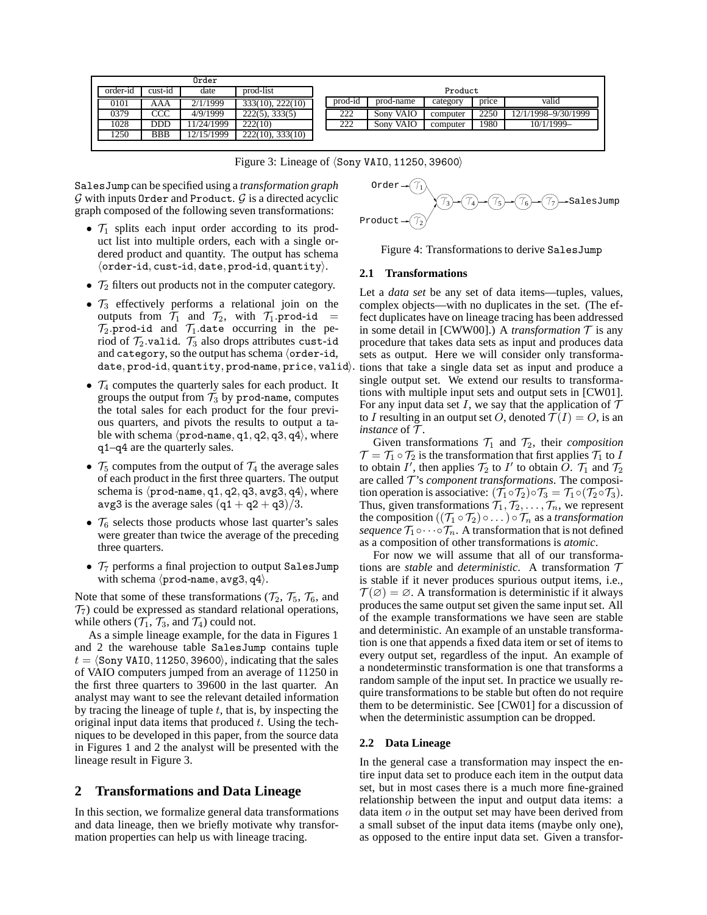Order

| order-id | cust-id | date | prod-list |
|---|---|---|---|
| 0101 | AAA | 2/1/1999 | 333(10), 222(10) |
| 0379 | CCC | 4/9/1999 | 222(5), 333(5) |
| 1028 | DDD | 11/24/1999 | 222(10) |
| 1250 | BBB | 12/15/1999 | 222(10), 333(10) |

Product

| prod-id | prod-name | category | price | valid |
|---|---|---|---|---|
| 222 | Sony VAIO | computer | 2250 | 12/1/1998–9/30/1999 |
| 222 | Sony VAIO | computer | 1980 | 10/1/1999– |

Figure 3: Lineage of $\langle$Sony VAIO, 11250, 39600$\rangle$

SalesJump can be specified using a *transformation graph* $\mathcal{G}$ with inputs Order and Product. $\mathcal{G}$ is a directed acyclic graph composed of the following seven transformations:

- $\mathcal{T}_1$ splits each input order according to its product list into multiple orders, each with a single ordered product and quantity. The output has schema $\langle$order-id, cust-id, date, prod-id, quantity$\rangle$.
- $\mathcal{T}_2$ filters out products not in the computer category.
- $\mathcal{T}_3$ effectively performs a relational join on the outputs from $\mathcal{T}_1$ and $\mathcal{T}_2$, with $\mathcal{T}_1$.prod-id $=$ $\mathcal{T}_2$.prod-id and $\mathcal{T}_1$.date occurring in the period of $\mathcal{T}_2$.valid. $\mathcal{T}_3$ also drops attributes cust-id and category, so the output has schema $\langle$order-id, date, prod-id, quantity, prod-name, price, valid$\rangle$.
- $\mathcal{T}_4$ computes the quarterly sales for each product. It groups the output from $\mathcal{T}_3$ by prod-name, computes the total sales for each product for the four previous quarters, and pivots the results to output a table with schema $\langle$prod-name, q1, q2, q3, q4$\rangle$, where q1–q4 are the quarterly sales.
- $\mathcal{T}_5$ computes from the output of $\mathcal{T}_4$ the average sales of each product in the first three quarters. The output schema is $\langle$prod-name, q1, q2, q3, avg3, q4$\rangle$, where avg3 is the average sales $(\mathtt{q1}+\mathtt{q2}+\mathtt{q3})/3$.
- $\mathcal{T}_6$ selects those products whose last quarter's sales were greater than twice the average of the preceding three quarters.
- $\mathcal{T}_7$ performs a final projection to output SalesJump with schema $\langle$prod-name, avg3, q4$\rangle$.

Note that some of these transformations ($\mathcal{T}_2$, $\mathcal{T}_5$, $\mathcal{T}_6$, and $\mathcal{T}_7$) could be expressed as standard relational operations, while others ($\mathcal{T}_1$, $\mathcal{T}_3$, and $\mathcal{T}_4$) could not.

As a simple lineage example, for the data in Figures 1 and 2 the warehouse table SalesJump contains tuple $t = \langle$Sony VAIO, 11250, 39600$\rangle$, indicating that the sales of VAIO computers jumped from an average of 11250 in the first three quarters to 39600 in the last quarter. An analyst may want to see the relevant detailed information by tracing the lineage of tuple $t$, that is, by inspecting the original input data items that produced $t$. Using the techniques to be developed in this paper, from the source data in Figures 1 and 2 the analyst will be presented with the lineage result in Figure 3.

## 2 Transformations and Data Lineage

In this section, we formalize general data transformations and data lineage, then we briefly motivate why transformation properties can help us with lineage tracing.

Order → $\mathcal{T}_1$; Product → $\mathcal{T}_2$; $\mathcal{T}_1$, $\mathcal{T}_2$ → $\mathcal{T}_3$ → $\mathcal{T}_4$ → $\mathcal{T}_5$ → $\mathcal{T}_6$ → $\mathcal{T}_7$ → SalesJump

Figure 4: Transformations to derive SalesJump

### 2.1 Transformations

Let a *data set* be any set of data items—tuples, values, complex objects—with no duplicates in the set. (The effect duplicates have on lineage tracing has been addressed in some detail in [CWW00].) A *transformation* $\mathcal{T}$ is any procedure that takes data sets as input and produces data sets as output. Here we will consider only transformations that take a single data set as input and produce a single output set. We extend our results to transformations with multiple input sets and output sets in [CW01]. For any input data set $I$, we say that the application of $\mathcal{T}$ to $I$ resulting in an output set $O$, denoted $\mathcal{T}(I) = O$, is an *instance* of $\mathcal{T}$.

Given transformations $\mathcal{T}_1$ and $\mathcal{T}_2$, their *composition* $\mathcal{T} = \mathcal{T}_1 \circ \mathcal{T}_2$ is the transformation that first applies $\mathcal{T}_1$ to $I$ to obtain $I'$, then applies $\mathcal{T}_2$ to $I'$ to obtain $O$. $\mathcal{T}_1$ and $\mathcal{T}_2$ are called $\mathcal{T}$'s *component transformations*. The composition operation is associative: $(\mathcal{T}_1 \circ \mathcal{T}_2) \circ \mathcal{T}_3 = \mathcal{T}_1 \circ (\mathcal{T}_2 \circ \mathcal{T}_3)$. Thus, given transformations $\mathcal{T}_1, \mathcal{T}_2, \ldots, \mathcal{T}_n$, we represent the composition $((\mathcal{T}_1 \circ \mathcal{T}_2) \circ \ldots) \circ \mathcal{T}_n$ as a *transformation sequence* $\mathcal{T}_1 \circ \cdots \circ \mathcal{T}_n$. A transformation that is not defined as a composition of other transformations is *atomic*.

For now we will assume that all of our transformations are *stable* and *deterministic*. A transformation $\mathcal{T}$ is stable if it never produces spurious output items, i.e., $\mathcal{T}(\varnothing) = \varnothing$. A transformation is deterministic if it always produces the same output set given the same input set. All of the example transformations we have seen are stable and deterministic. An example of an unstable transformation is one that appends a fixed data item or set of items to every output set, regardless of the input. An example of a nondeterminstic transformation is one that transforms a random sample of the input set. In practice we usually require transformations to be stable but often do not require them to be deterministic. See [CW01] for a discussion of when the deterministic assumption can be dropped.

### 2.2 Data Lineage

In the general case a transformation may inspect the entire input data set to produce each item in the output data set, but in most cases there is a much more fine-grained relationship between the input and output data items: a data item $o$ in the output set may have been derived from a small subset of the input data items (maybe only one), as opposed to the entire input data set. Given a transfor-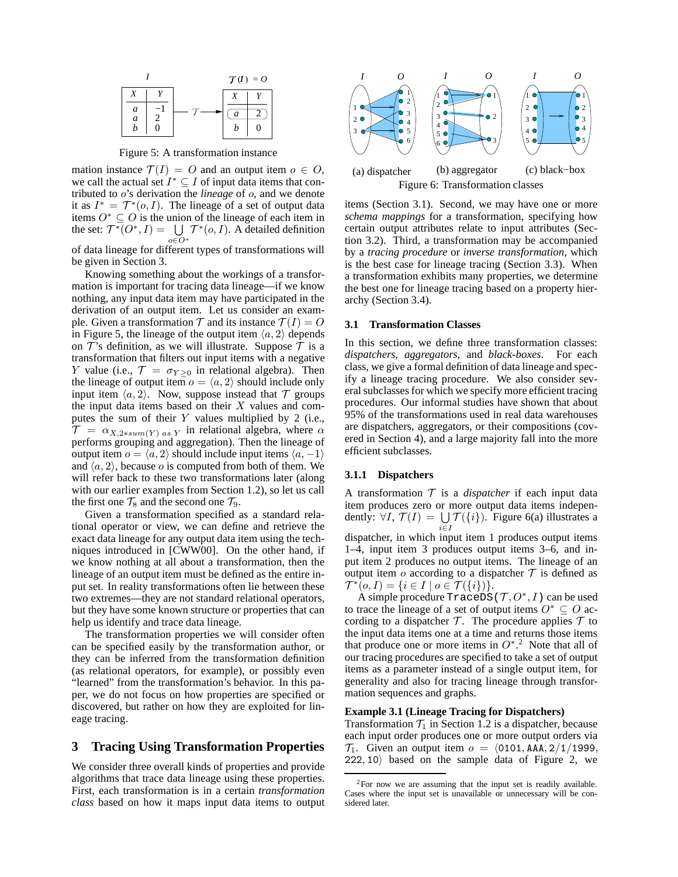| X | Y |
|---|---|
| a | −1 |
| a | 2 |
| b | 0 |

$\mathcal{T}(I) = O$

| X | Y |
|---|---|
| a | 2 |
| b | 0 |

Figure 5: A transformation instance

mation instance $\mathcal{T}(I) = O$ and an output item $o \in O$, we call the actual set $I^* \subseteq I$ of input data items that contributed to $o$'s derivation the *lineage* of $o$, and we denote it as $I^* = \mathcal{T}^*(o, I)$. The lineage of a set of output data items $O^* \subseteq O$ is the union of the lineage of each item in the set: $\mathcal{T}^*(O^*, I) = \bigcup_{o \in O^*} \mathcal{T}^*(o, I)$. A detailed definition of data lineage for different types of transformations will be given in Section 3.

Knowing something about the workings of a transformation is important for tracing data lineage—if we know nothing, any input data item may have participated in the derivation of an output item. Let us consider an example. Given a transformation $\mathcal{T}$ and its instance $\mathcal{T}(I) = O$ in Figure 5, the lineage of the output item $\langle a, 2\rangle$ depends on $\mathcal{T}$'s definition, as we will illustrate. Suppose $\mathcal{T}$ is a transformation that filters out input items with a negative $Y$ value (i.e., $\mathcal{T} = \sigma_{Y \geq 0}$ in relational algebra). Then the lineage of output item $o = \langle a, 2\rangle$ should include only input item $\langle a, 2\rangle$. Now, suppose instead that $\mathcal{T}$ groups the input data items based on their $X$ values and computes the sum of their $Y$ values multiplied by 2 (i.e., $\mathcal{T} = \alpha_{X, 2*sum(Y)\ as\ Y}$ in relational algebra, where $\alpha$ performs grouping and aggregation). Then the lineage of output item $o = \langle a, 2\rangle$ should include input items $\langle a, -1\rangle$ and $\langle a, 2\rangle$, because $o$ is computed from both of them. We will refer back to these two transformations later (along with our earlier examples from Section 1.2), so let us call the first one $\mathcal{T}_8$ and the second one $\mathcal{T}_9$.

Given a transformation specified as a standard relational operator or view, we can define and retrieve the exact data lineage for any output data item using the techniques introduced in [CWW00]. On the other hand, if we know nothing at all about a transformation, then the lineage of an output item must be defined as the entire input set. In reality transformations often lie between these two extremes—they are not standard relational operators, but they have some known structure or properties that can help us identify and trace data lineage.

The transformation properties we will consider often can be specified easily by the transformation author, or they can be inferred from the transformation definition (as relational operators, for example), or possibly even "learned" from the transformation's behavior. In this paper, we do not focus on how properties are specified or discovered, but rather on how they are exploited for lineage tracing.

## 3 Tracing Using Transformation Properties

We consider three overall kinds of properties and provide algorithms that trace data lineage using these properties. First, each transformation is in a certain *transformation class* based on how it maps input data items to output

(a) dispatcher (b) aggregator (c) black−box

Figure 6: Transformation classes

items (Section 3.1). Second, we may have one or more *schema mappings* for a transformation, specifying how certain output attributes relate to input attributes (Section 3.2). Third, a transformation may be accompanied by a *tracing procedure* or *inverse transformation*, which is the best case for lineage tracing (Section 3.3). When a transformation exhibits many properties, we determine the best one for lineage tracing based on a property hierarchy (Section 3.4).

### 3.1 Transformation Classes

In this section, we define three transformation classes: *dispatchers*, *aggregators*, and *black-boxes*. For each class, we give a formal definition of data lineage and specify a lineage tracing procedure. We also consider several subclasses for which we specify more efficient tracing procedures. Our informal studies have shown that about 95% of the transformations used in real data warehouses are dispatchers, aggregators, or their compositions (covered in Section 4), and a large majority fall into the more efficient subclasses.

#### 3.1.1 Dispatchers

A transformation $\mathcal{T}$ is a *dispatcher* if each input data item produces zero or more output data items independently: $\forall I,\ \mathcal{T}(I) = \bigcup_{i \in I} \mathcal{T}(\{i\})$. Figure 6(a) illustrates a dispatcher, in which input item 1 produces output items 1–4, input item 3 produces output items 3–6, and input item 2 produces no output items. The lineage of an output item $o$ according to a dispatcher $\mathcal{T}$ is defined as $\mathcal{T}^*(o, I) = \{i \in I \mid o \in \mathcal{T}(\{i\})\}$.

A simple procedure `TraceDS`$(\mathcal{T}, O^*, I)$ can be used to trace the lineage of a set of output items $O^* \subseteq O$ according to a dispatcher $\mathcal{T}$. The procedure applies $\mathcal{T}$ to the input data items one at a time and returns those items that produce one or more items in $O^*$.[2] Note that all of our tracing procedures are specified to take a set of output items as a parameter instead of a single output item, for generality and also for tracing lineage through transformation sequences and graphs.

**Example 3.1 (Lineage Tracing for Dispatchers)**
Transformation $\mathcal{T}_1$ in Section 1.2 is a dispatcher, because each input order produces one or more output orders via $\mathcal{T}_1$. Given an output item $o = \langle$`0101, AAA, 2/1/1999, 222, 10`$\rangle$ based on the sample data of Figure 2, we

[2] For now we are assuming that the input set is readily available. Cases where the input set is unavailable or unnecessary will be considered later.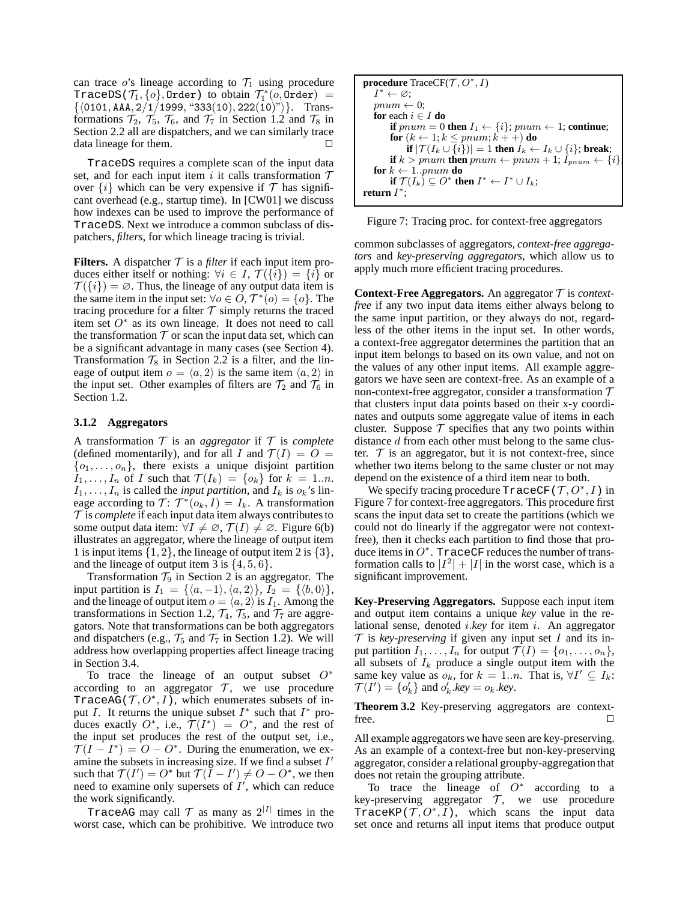can trace $o$'s lineage according to $\mathcal{T}_1$ using procedure TraceDS($\mathcal{T}_1, \{o\}$, Order) to obtain $\mathcal{T}_1^*(o, \texttt{Order}) = \{\langle 0101, \texttt{AAA}, 2/1/1999, \text{"333(10), 222(10)"}\rangle\}$. Transformations $\mathcal{T}_2$, $\mathcal{T}_5$, $\mathcal{T}_6$, and $\mathcal{T}_7$ in Section 1.2 and $\mathcal{T}_8$ in Section 2.2 all are dispatchers, and we can similarly trace data lineage for them. □

TraceDS requires a complete scan of the input data set, and for each input item $i$ it calls transformation $\mathcal{T}$ over $\{i\}$ which can be very expensive if $\mathcal{T}$ has significant overhead (e.g., startup time). In [CW01] we discuss how indexes can be used to improve the performance of TraceDS. Next we introduce a common subclass of dispatchers, *filters*, for which lineage tracing is trivial.

**Filters.** A dispatcher $\mathcal{T}$ is a *filter* if each input item produces either itself or nothing: $\forall i \in I$, $\mathcal{T}(\{i\}) = \{i\}$ or $\mathcal{T}(\{i\}) = \varnothing$. Thus, the lineage of any output data item is the same item in the input set: $\forall o \in O, \mathcal{T}^*(o) = \{o\}$. The tracing procedure for a filter $\mathcal{T}$ simply returns the traced item set $O^*$ as its own lineage. It does not need to call the transformation $\mathcal{T}$ or scan the input data set, which can be a significant advantage in many cases (see Section 4). Transformation $\mathcal{T}_8$ in Section 2.2 is a filter, and the lineage of output item $o = \langle a, 2\rangle$ is the same item $\langle a, 2\rangle$ in the input set. Other examples of filters are $\mathcal{T}_2$ and $\mathcal{T}_6$ in Section 1.2.

### 3.1.2 Aggregators

A transformation $\mathcal{T}$ is an *aggregator* if $\mathcal{T}$ is *complete* (defined momentarily), and for all $I$ and $\mathcal{T}(I) = O = \{o_1, \ldots, o_n\}$, there exists a unique disjoint partition $I_1, \ldots, I_n$ of $I$ such that $\mathcal{T}(I_k) = \{o_k\}$ for $k = 1..n$. $I_1, \ldots, I_n$ is called the *input partition*, and $I_k$ is $o_k$'s lineage according to $\mathcal{T}$: $\mathcal{T}^*(o_k, I) = I_k$. A transformation $\mathcal{T}$ is *complete* if each input data item always contributes to some output data item: $\forall I \neq \varnothing$, $\mathcal{T}(I) \neq \varnothing$. Figure 6(b) illustrates an aggregator, where the lineage of output item 1 is input items $\{1, 2\}$, the lineage of output item 2 is $\{3\}$, and the lineage of output item 3 is $\{4, 5, 6\}$.

Transformation $\mathcal{T}_9$ in Section 2 is an aggregator. The input partition is $I_1 = \{\langle a, -1\rangle, \langle a, 2\rangle\}$, $I_2 = \{\langle b, 0\rangle\}$, and the lineage of output item $o = \langle a, 2\rangle$ is $I_1$. Among the transformations in Section 1.2, $\mathcal{T}_4$, $\mathcal{T}_5$, and $\mathcal{T}_7$ are aggregators. Note that transformations can be both aggregators and dispatchers (e.g., $\mathcal{T}_5$ and $\mathcal{T}_7$ in Section 1.2). We will address how overlapping properties affect lineage tracing in Section 3.4.

To trace the lineage of an output subset $O^*$ according to an aggregator $\mathcal{T}$, we use procedure TraceAG($\mathcal{T}, O^*, I$), which enumerates subsets of input $I$. It returns the unique subset $I^*$ such that $I^*$ produces exactly $O^*$, i.e., $\mathcal{T}(I^*) = O^*$, and the rest of the input set produces the rest of the output set, i.e., $\mathcal{T}(I - I^*) = O - O^*$. During the enumeration, we examine the subsets in increasing size. If we find a subset $I'$ such that $\mathcal{T}(I') = O^*$ but $\mathcal{T}(I - I') \neq O - O^*$, we then need to examine only supersets of $I'$, which can reduce the work significantly.

TraceAG may call $\mathcal{T}$ as many as $2^{|I|}$ times in the worst case, which can be prohibitive. We introduce two common subclasses of aggregators, *context-free aggregators* and *key-preserving aggregators*, which allow us to apply much more efficient tracing procedures.

```
procedure TraceCF(T, O*, I)
  I* ← ∅;
  pnum ← 0;
  for each i ∈ I do
      if pnum = 0 then I_1 ← {i}; pnum ← 1; continue;
      for (k ← 1; k ≤ pnum; k++) do
          if |T(I_k ∪ {i})| = 1 then I_k ← I_k ∪ {i}; break;
      if k > pnum then pnum ← pnum + 1; I_pnum ← {i};
  for k ← 1..pnum do
      if T(I_k) ⊆ O* then I* ← I* ∪ I_k;
return I*;
```

Figure 7: Tracing proc. for context-free aggregators

**Context-Free Aggregators.** An aggregator $\mathcal{T}$ is *context-free* if any two input data items either always belong to the same input partition, or they always do not, regardless of the other items in the input set. In other words, a context-free aggregator determines the partition that an input item belongs to based on its own value, and not on the values of any other input items. All example aggregators we have seen are context-free. As an example of a non-context-free aggregator, consider a transformation $\mathcal{T}$ that clusters input data points based on their x-y coordinates and outputs some aggregate value of items in each cluster. Suppose $\mathcal{T}$ specifies that any two points within distance $d$ from each other must belong to the same cluster. $\mathcal{T}$ is an aggregator, but it is not context-free, since whether two items belong to the same cluster or not may depend on the existence of a third item near to both.

We specify tracing procedure TraceCF($\mathcal{T}, O^*, I$) in Figure 7 for context-free aggregators. This procedure first scans the input data set to create the partitions (which we could not do linearly if the aggregator were not context-free), then it checks each partition to find those that produce items in $O^*$. TraceCF reduces the number of transformation calls to $|I^2| + |I|$ in the worst case, which is a significant improvement.

**Key-Preserving Aggregators.** Suppose each input item and output item contains a unique *key* value in the relational sense, denoted $i$.*key* for item $i$. An aggregator $\mathcal{T}$ is *key-preserving* if given any input set $I$ and its input partition $I_1, \ldots, I_n$ for output $\mathcal{T}(I) = \{o_1, \ldots, o_n\}$, all subsets of $I_k$ produce a single output item with the same key value as $o_k$, for $k = 1..n$. That is, $\forall I' \subseteq I_k$: $\mathcal{T}(I') = \{o'_k\}$ and $o'_k.key = o_k.key$.

**Theorem 3.2** Key-preserving aggregators are context-free. □

All example aggregators we have seen are key-preserving. As an example of a context-free but non-key-preserving aggregator, consider a relational groupby-aggregation that does not retain the grouping attribute.

To trace the lineage of $O^*$ according to a key-preserving aggregator $\mathcal{T}$, we use procedure TraceKP($\mathcal{T}, O^*, I$), which scans the input data set once and returns all input items that produce output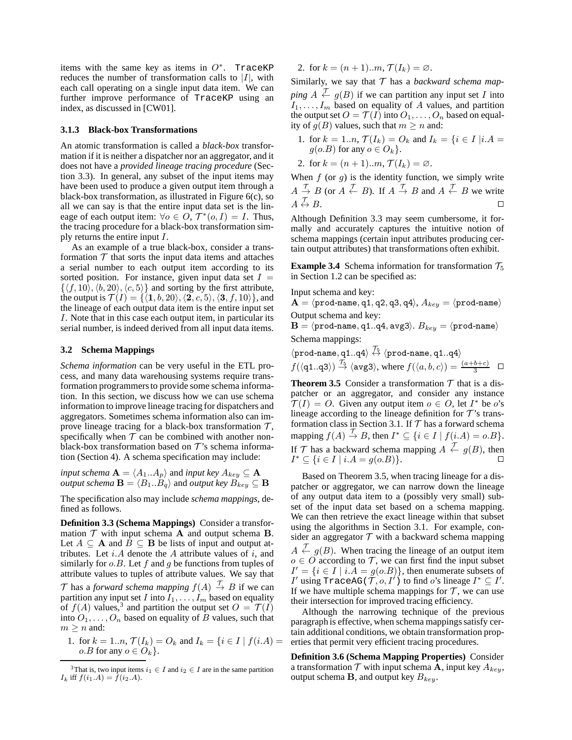items with the same key as items in $O^*$. TraceKP reduces the number of transformation calls to $|I|$, with each call operating on a single input data item. We can further improve performance of TraceKP using an index, as discussed in [CW01].

#### 3.1.3 Black-box Transformations

An atomic transformation is called a *black-box* transformation if it is neither a dispatcher nor an aggregator, and it does not have a *provided lineage tracing procedure* (Section 3.3). In general, any subset of the input items may have been used to produce a given output item through a black-box transformation, as illustrated in Figure 6(c), so all we can say is that the entire input data set is the lineage of each output item: $\forall o \in O, \mathcal{T}^*(o, I) = I$. Thus, the tracing procedure for a black-box transformation simply returns the entire input $I$.

As an example of a true black-box, consider a transformation $\mathcal{T}$ that sorts the input data items and attaches a serial number to each output item according to its sorted position. For instance, given input data set $I = \{\langle f, 10\rangle, \langle b, 20\rangle, \langle c, 5\rangle\}$ and sorting by the first attribute, the output is $\mathcal{T}(I) = \{\langle \mathbf{1}, b, 20\rangle, \langle \mathbf{2}, c, 5\rangle, \langle \mathbf{3}, f, 10\rangle\}$, and the lineage of each output data item is the entire input set $I$. Note that in this case each output item, in particular its serial number, is indeed derived from all input data items.

### 3.2 Schema Mappings

*Schema information* can be very useful in the ETL process, and many data warehousing systems require transformation programmers to provide some schema information. In this section, we discuss how we can use schema information to improve lineage tracing for dispatchers and aggregators. Sometimes schema information also can improve lineage tracing for a black-box transformation $\mathcal{T}$, specifically when $\mathcal{T}$ can be combined with another non-black-box transformation based on $\mathcal{T}$'s schema information (Section 4). A schema specification may include:

*input schema* $\mathbf{A} = \langle A_1..A_p\rangle$ and *input key* $A_{key} \subseteq \mathbf{A}$
*output schema* $\mathbf{B} = \langle B_1..B_q\rangle$ and *output key* $B_{key} \subseteq \mathbf{B}$

The specification also may include *schema mappings*, defined as follows.

**Definition 3.3 (Schema Mappings)** Consider a transformation $\mathcal{T}$ with input schema $\mathbf{A}$ and output schema $\mathbf{B}$. Let $A \subseteq \mathbf{A}$ and $B \subseteq \mathbf{B}$ be lists of input and output attributes. Let $i.A$ denote the $A$ attribute values of $i$, and similarly for $o.B$. Let $f$ and $g$ be functions from tuples of attribute values to tuples of attribute values. We say that $\mathcal{T}$ has a *forward schema mapping* $f(A) \stackrel{\mathcal{T}}{\rightarrow} B$ if we can partition any input set $I$ into $I_1, \ldots, I_m$ based on equality of $f(A)$ values,[3] and partition the output set $O = \mathcal{T}(I)$ into $O_1, \ldots, O_n$ based on equality of $B$ values, such that $m \geq n$ and:

1. for $k = 1..n$, $\mathcal{T}(I_k) = O_k$ and $I_k = \{i \in I \mid f(i.A) = o.B \text{ for any } o \in O_k\}$.
2. for $k = (n+1)..m$, $\mathcal{T}(I_k) = \varnothing$.

Similarly, we say that $\mathcal{T}$ has a *backward schema mapping* $A \stackrel{\mathcal{T}}{\leftarrow} g(B)$ if we can partition any input set $I$ into $I_1, \ldots, I_m$ based on equality of $A$ values, and partition the output set $O = \mathcal{T}(I)$ into $O_1, \ldots, O_n$ based on equality of $g(B)$ values, such that $m \geq n$ and:

1. for $k = 1..n$, $\mathcal{T}(I_k) = O_k$ and $I_k = \{i \in I \mid i.A = g(o.B) \text{ for any } o \in O_k\}$.
2. for $k = (n+1)..m$, $\mathcal{T}(I_k) = \varnothing$.

When $f$ (or $g$) is the identity function, we simply write $A \stackrel{\mathcal{T}}{\rightarrow} B$ (or $A \stackrel{\mathcal{T}}{\leftarrow} B$). If $A \stackrel{\mathcal{T}}{\rightarrow} B$ and $A \stackrel{\mathcal{T}}{\leftarrow} B$ we write $A \stackrel{\mathcal{T}}{\leftrightarrow} B$. □

Although Definition 3.3 may seem cumbersome, it formally and accurately captures the intuitive notion of schema mappings (certain input attributes producing certain output attributes) that transformations often exhibit.

**Example 3.4** Schema information for transformation $\mathcal{T}_5$ in Section 1.2 can be specified as:

Input schema and key:
$\mathbf{A} = \langle \texttt{prod-name}, \texttt{q1}, \texttt{q2}, \texttt{q3}, \texttt{q4}\rangle$, $A_{key} = \langle \texttt{prod-name}\rangle$
Output schema and key:
$\mathbf{B} = \langle \texttt{prod-name}, \texttt{q1..q4}, \texttt{avg3}\rangle$. $B_{key} = \langle \texttt{prod-name}\rangle$
Schema mappings:
$\langle \texttt{prod-name}, \texttt{q1..q4}\rangle \stackrel{\mathcal{T}_5}{\leftrightarrow} \langle \texttt{prod-name}, \texttt{q1..q4}\rangle$
$f(\langle \texttt{q1..q3}\rangle) \stackrel{\mathcal{T}_5}{\rightarrow} \langle \texttt{avg3}\rangle$, where $f(\langle a, b, c\rangle) = \frac{(a+b+c)}{3}$ □

**Theorem 3.5** Consider a transformation $\mathcal{T}$ that is a dispatcher or an aggregator, and consider any instance $\mathcal{T}(I) = O$. Given any output item $o \in O$, let $I^*$ be $o$'s lineage according to the lineage definition for $\mathcal{T}$'s transformation class in Section 3.1. If $\mathcal{T}$ has a forward schema mapping $f(A) \stackrel{\mathcal{T}}{\rightarrow} B$, then $I^* \subseteq \{i \in I \mid f(i.A) = o.B\}$. If $\mathcal{T}$ has a backward schema mapping $A \stackrel{\mathcal{T}}{\leftarrow} g(B)$, then $I^* \subseteq \{i \in I \mid i.A = g(o.B)\}$. □

Based on Theorem 3.5, when tracing lineage for a dispatcher or aggregator, we can narrow down the lineage of any output data item to a (possibly very small) subset of the input data set based on a schema mapping. We can then retrieve the exact lineage within that subset using the algorithms in Section 3.1. For example, consider an aggregator $\mathcal{T}$ with a backward schema mapping $A \stackrel{\mathcal{T}}{\leftarrow} g(B)$. When tracing the lineage of an output item $o \in O$ according to $\mathcal{T}$, we can first find the input subset $I' = \{i \in I \mid i.A = g(o.B)\}$, then enumerate subsets of $I'$ using TraceAG($\mathcal{T}, o, I'$) to find $o$'s lineage $I^* \subseteq I'$. If we have multiple schema mappings for $\mathcal{T}$, we can use their intersection for improved tracing efficiency.

Although the narrowing technique of the previous paragraph is effective, when schema mappings satisfy certain additional conditions, we obtain transformation properties that permit very efficient tracing procedures.

**Definition 3.6 (Schema Mapping Properties)** Consider a transformation $\mathcal{T}$ with input schema $\mathbf{A}$, input key $A_{key}$, output schema $\mathbf{B}$, and output key $B_{key}$.

[3] That is, two input items $i_1 \in I$ and $i_2 \in I$ are in the same partition $I_k$ iff $f(i_1.A) = f(i_2.A)$.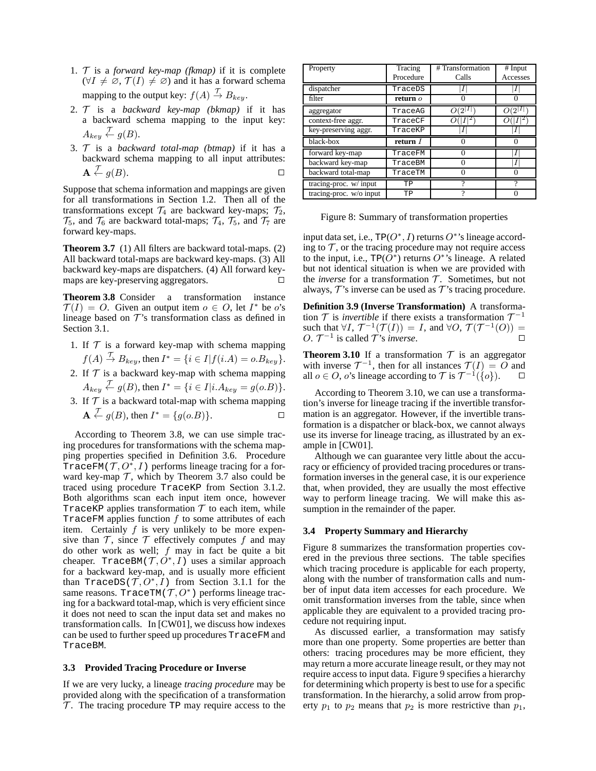1. $\mathcal{T}$ is a *forward key-map (fkmap)* if it is complete ($\forall I \neq \varnothing, \mathcal{T}(I) \neq \varnothing$) and it has a forward schema mapping to the output key: $f(A) \xrightarrow{\mathcal{T}} B_{key}$.
2. $\mathcal{T}$ is a *backward key-map (bkmap)* if it has a backward schema mapping to the input key: $A_{key} \xleftarrow{\mathcal{T}} g(B)$.
3. $\mathcal{T}$ is a *backward total-map (btmap)* if it has a backward schema mapping to all input attributes: $\mathbf{A} \xleftarrow{\mathcal{T}} g(B)$. $\square$

Suppose that schema information and mappings are given for all transformations in Section 1.2. Then all of the transformations except $\mathcal{T}_4$ are backward key-maps; $\mathcal{T}_2$, $\mathcal{T}_5$, and $\mathcal{T}_6$ are backward total-maps; $\mathcal{T}_4$, $\mathcal{T}_5$, and $\mathcal{T}_7$ are forward key-maps.

**Theorem 3.7** (1) All filters are backward total-maps. (2) All backward total-maps are backward key-maps. (3) All backward key-maps are dispatchers. (4) All forward key-maps are key-preserving aggregators. $\square$

**Theorem 3.8** Consider a transformation instance $\mathcal{T}(I) = O$. Given an output item $o \in O$, let $I^*$ be $o$'s lineage based on $\mathcal{T}$'s transformation class as defined in Section 3.1.

1. If $\mathcal{T}$ is a forward key-map with schema mapping $f(A) \xrightarrow{\mathcal{T}} B_{key}$, then $I^* = \{i \in I | f(i.A) = o.B_{key}\}$.
2. If $\mathcal{T}$ is a backward key-map with schema mapping $A_{key} \xleftarrow{\mathcal{T}} g(B)$, then $I^* = \{i \in I | i.A_{key} = g(o.B)\}$.
3. If $\mathcal{T}$ is a backward total-map with schema mapping $\mathbf{A} \xleftarrow{\mathcal{T}} g(B)$, then $I^* = \{g(o.B)\}$. $\square$

According to Theorem 3.8, we can use simple tracing procedures for transformations with the schema mapping properties specified in Definition 3.6. Procedure TraceFM($\mathcal{T}, O^*, I$) performs lineage tracing for a forward key-map $\mathcal{T}$, which by Theorem 3.7 also could be traced using procedure TraceKP from Section 3.1.2. Both algorithms scan each input item once, however TraceKP applies transformation $\mathcal{T}$ to each item, while TraceFM applies function $f$ to some attributes of each item. Certainly $f$ is very unlikely to be more expensive than $\mathcal{T}$, since $\mathcal{T}$ effectively computes $f$ and may do other work as well; $f$ may in fact be quite a bit cheaper. TraceBM($\mathcal{T}, O^*, I$) uses a similar approach for a backward key-map, and is usually more efficient than TraceDS($\mathcal{T}, O^*, I$) from Section 3.1.1 for the same reasons. TraceTM($\mathcal{T}, O^*$) performs lineage tracing for a backward total-map, which is very efficient since it does not need to scan the input data set and makes no transformation calls. In [CW01], we discuss how indexes can be used to further speed up procedures TraceFM and TraceBM.

### 3.3 Provided Tracing Procedure or Inverse

If we are very lucky, a lineage *tracing procedure* may be provided along with the specification of a transformation $\mathcal{T}$. The tracing procedure TP may require access to the input data set, i.e., TP($O^*, I$) returns $O^*$'s lineage according to $\mathcal{T}$, or the tracing procedure may not require access to the input, i.e., TP($O^*$) returns $O^*$'s lineage. A related but not identical situation is when we are provided with the *inverse* for a transformation $\mathcal{T}$. Sometimes, but not always, $\mathcal{T}$'s inverse can be used as $\mathcal{T}$'s tracing procedure.

| Property | Tracing Procedure | # Transformation Calls | # Input Accesses |
|---|---|---|---|
| dispatcher | TraceDS | $\|I\|$ | $\|I\|$ |
| filter | **return** $o$ | 0 | 0 |
| aggregator | TraceAG | $O(2^{\|I\|})$ | $O(2^{\|I\|})$ |
| context-free aggr. | TraceCF | $O(\|I\|^2)$ | $O(\|I\|^2)$ |
| key-preserving aggr. | TraceKP | $\|I\|$ | $\|I\|$ |
| black-box | **return** $I$ | 0 | 0 |
| forward key-map | TraceFM | 0 | $\|I\|$ |
| backward key-map | TraceBM | 0 | $\|I\|$ |
| backward total-map | TraceTM | 0 | 0 |
| tracing-proc. w/ input | TP | ? | ? |
| tracing-proc. w/o input | TP | ? | 0 |

Figure 8: Summary of transformation properties

**Definition 3.9 (Inverse Transformation)** A transformation $\mathcal{T}$ is *invertible* if there exists a transformation $\mathcal{T}^{-1}$ such that $\forall I$, $\mathcal{T}^{-1}(\mathcal{T}(I)) = I$, and $\forall O$, $\mathcal{T}(\mathcal{T}^{-1}(O)) = O$. $\mathcal{T}^{-1}$ is called $\mathcal{T}$'s *inverse*. $\square$

**Theorem 3.10** If a transformation $\mathcal{T}$ is an aggregator with inverse $\mathcal{T}^{-1}$, then for all instances $\mathcal{T}(I) = O$ and all $o \in O$, $o$'s lineage according to $\mathcal{T}$ is $\mathcal{T}^{-1}(\{o\})$. $\square$

According to Theorem 3.10, we can use a transformation's inverse for lineage tracing if the invertible transformation is an aggregator. However, if the invertible transformation is a dispatcher or black-box, we cannot always use its inverse for lineage tracing, as illustrated by an example in [CW01].

Although we can guarantee very little about the accuracy or efficiency of provided tracing procedures or transformation inverses in the general case, it is our experience that, when provided, they are usually the most effective way to perform lineage tracing. We will make this assumption in the remainder of the paper.

### 3.4 Property Summary and Hierarchy

Figure 8 summarizes the transformation properties covered in the previous three sections. The table specifies which tracing procedure is applicable for each property, along with the number of transformation calls and number of input data item accesses for each procedure. We omit transformation inverses from the table, since when applicable they are equivalent to a provided tracing procedure not requiring input.

As discussed earlier, a transformation may satisfy more than one property. Some properties are better than others: tracing procedures may be more efficient, they may return a more accurate lineage result, or they may not require access to input data. Figure 9 specifies a hierarchy for determining which property is best to use for a specific transformation. In the hierarchy, a solid arrow from property $p_1$ to $p_2$ means that $p_2$ is more restrictive than $p_1$,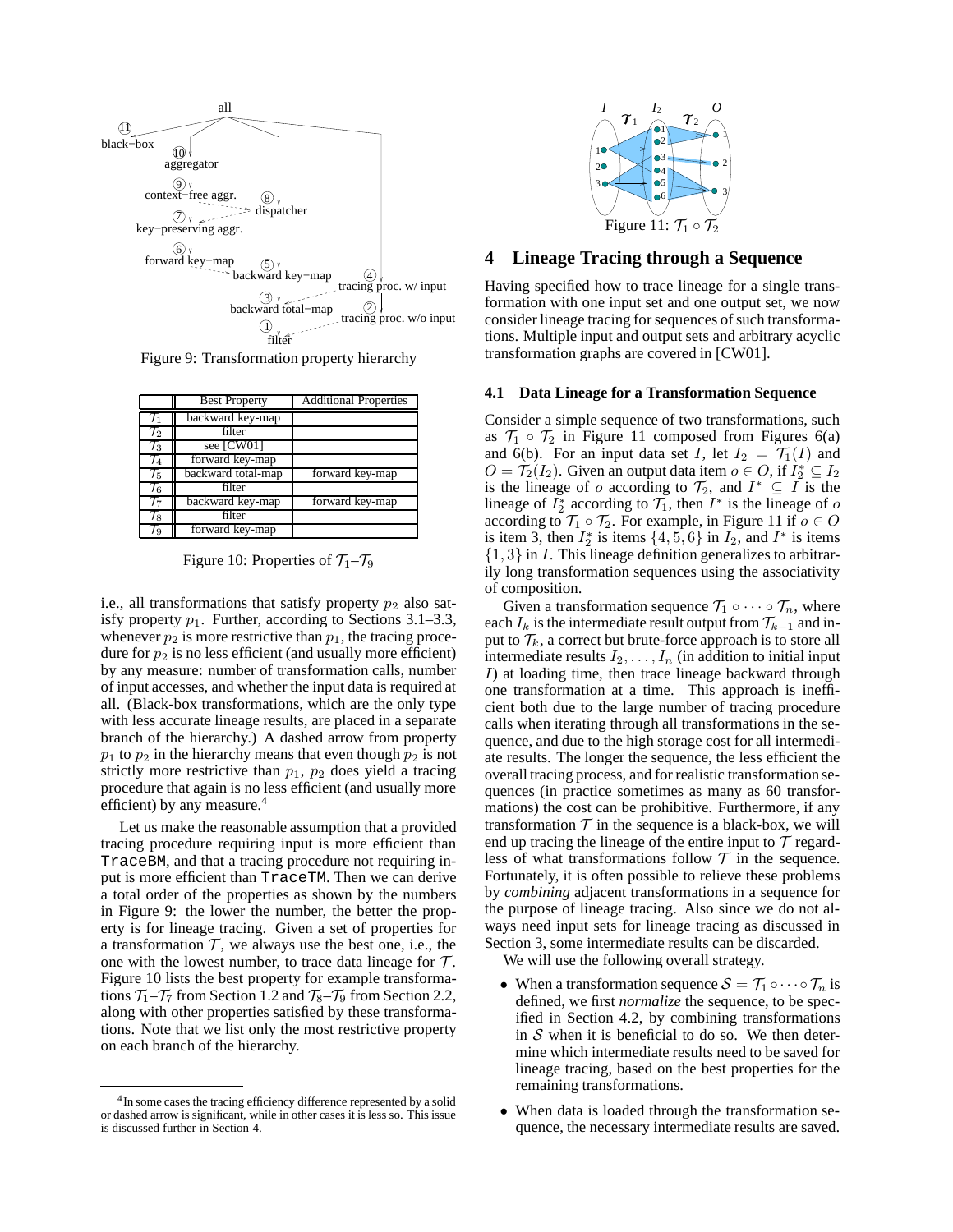Figure 9: Transformation property hierarchy

| | Best Property | Additional Properties |
|---|---|---|
| $\mathcal{T}_1$ | backward key-map | |
| $\mathcal{T}_2$ | filter | |
| $\mathcal{T}_3$ | see [CW01] | |
| $\mathcal{T}_4$ | forward key-map | |
| $\mathcal{T}_5$ | backward total-map | forward key-map |
| $\mathcal{T}_6$ | filter | |
| $\mathcal{T}_7$ | backward key-map | forward key-map |
| $\mathcal{T}_8$ | filter | |
| $\mathcal{T}_9$ | forward key-map | |

Figure 10: Properties of $\mathcal{T}_1$–$\mathcal{T}_9$

i.e., all transformations that satisfy property $p_2$ also satisfy property $p_1$. Further, according to Sections 3.1–3.3, whenever $p_2$ is more restrictive than $p_1$, the tracing procedure for $p_2$ is no less efficient (and usually more efficient) by any measure: number of transformation calls, number of input accesses, and whether the input data is required at all. (Black-box transformations, which are the only type with less accurate lineage results, are placed in a separate branch of the hierarchy.) A dashed arrow from property $p_1$ to $p_2$ in the hierarchy means that even though $p_2$ is not strictly more restrictive than $p_1$, $p_2$ does yield a tracing procedure that again is no less efficient (and usually more efficient) by any measure.[4]

Let us make the reasonable assumption that a provided tracing procedure requiring input is more efficient than `TraceBM`, and that a tracing procedure not requiring input is more efficient than `TraceTM`. Then we can derive a total order of the properties as shown by the numbers in Figure 9: the lower the number, the better the property is for lineage tracing. Given a set of properties for a transformation $\mathcal{T}$, we always use the best one, i.e., the one with the lowest number, to trace data lineage for $\mathcal{T}$. Figure 10 lists the best property for example transformations $\mathcal{T}_1$–$\mathcal{T}_7$ from Section 1.2 and $\mathcal{T}_8$–$\mathcal{T}_9$ from Section 2.2, along with other properties satisfied by these transformations. Note that we list only the most restrictive property on each branch of the hierarchy.

[4]In some cases the tracing efficiency difference represented by a solid or dashed arrow is significant, while in other cases it is less so. This issue is discussed further in Section 4.

Figure 11: $\mathcal{T}_1 \circ \mathcal{T}_2$

## 4 Lineage Tracing through a Sequence

Having specified how to trace lineage for a single transformation with one input set and one output set, we now consider lineage tracing for sequences of such transformations. Multiple input and output sets and arbitrary acyclic transformation graphs are covered in [CW01].

### 4.1 Data Lineage for a Transformation Sequence

Consider a simple sequence of two transformations, such as $\mathcal{T}_1 \circ \mathcal{T}_2$ in Figure 11 composed from Figures 6(a) and 6(b). For an input data set $I$, let $I_2 = \mathcal{T}_1(I)$ and $O = \mathcal{T}_2(I_2)$. Given an output data item $o \in O$, if $I_2^* \subseteq I_2$ is the lineage of $o$ according to $\mathcal{T}_2$, and $I^* \subseteq I$ is the lineage of $I_2^*$ according to $\mathcal{T}_1$, then $I^*$ is the lineage of $o$ according to $\mathcal{T}_1 \circ \mathcal{T}_2$. For example, in Figure 11 if $o \in O$ is item 3, then $I_2^*$ is items $\{4, 5, 6\}$ in $I_2$, and $I^*$ is items $\{1, 3\}$ in $I$. This lineage definition generalizes to arbitrarily long transformation sequences using the associativity of composition.

Given a transformation sequence $\mathcal{T}_1 \circ \cdots \circ \mathcal{T}_n$, where each $I_k$ is the intermediate result output from $\mathcal{T}_{k-1}$ and input to $\mathcal{T}_k$, a correct but brute-force approach is to store all intermediate results $I_2, \ldots, I_n$ (in addition to initial input $I$) at loading time, then trace lineage backward through one transformation at a time. This approach is inefficient both due to the large number of tracing procedure calls when iterating through all transformations in the sequence, and due to the high storage cost for all intermediate results. The longer the sequence, the less efficient the overall tracing process, and for realistic transformation sequences (in practice sometimes as many as 60 transformations) the cost can be prohibitive. Furthermore, if any transformation $\mathcal{T}$ in the sequence is a black-box, we will end up tracing the lineage of the entire input to $\mathcal{T}$ regardless of what transformations follow $\mathcal{T}$ in the sequence. Fortunately, it is often possible to relieve these problems by *combining* adjacent transformations in a sequence for the purpose of lineage tracing. Also since we do not always need input sets for lineage tracing as discussed in Section 3, some intermediate results can be discarded.

We will use the following overall strategy.

- When a transformation sequence $\mathcal{S} = \mathcal{T}_1 \circ \cdots \circ \mathcal{T}_n$ is defined, we first *normalize* the sequence, to be specified in Section 4.2, by combining transformations in $\mathcal{S}$ when it is beneficial to do so. We then determine which intermediate results need to be saved for lineage tracing, based on the best properties for the remaining transformations.
- When data is loaded through the transformation sequence, the necessary intermediate results are saved.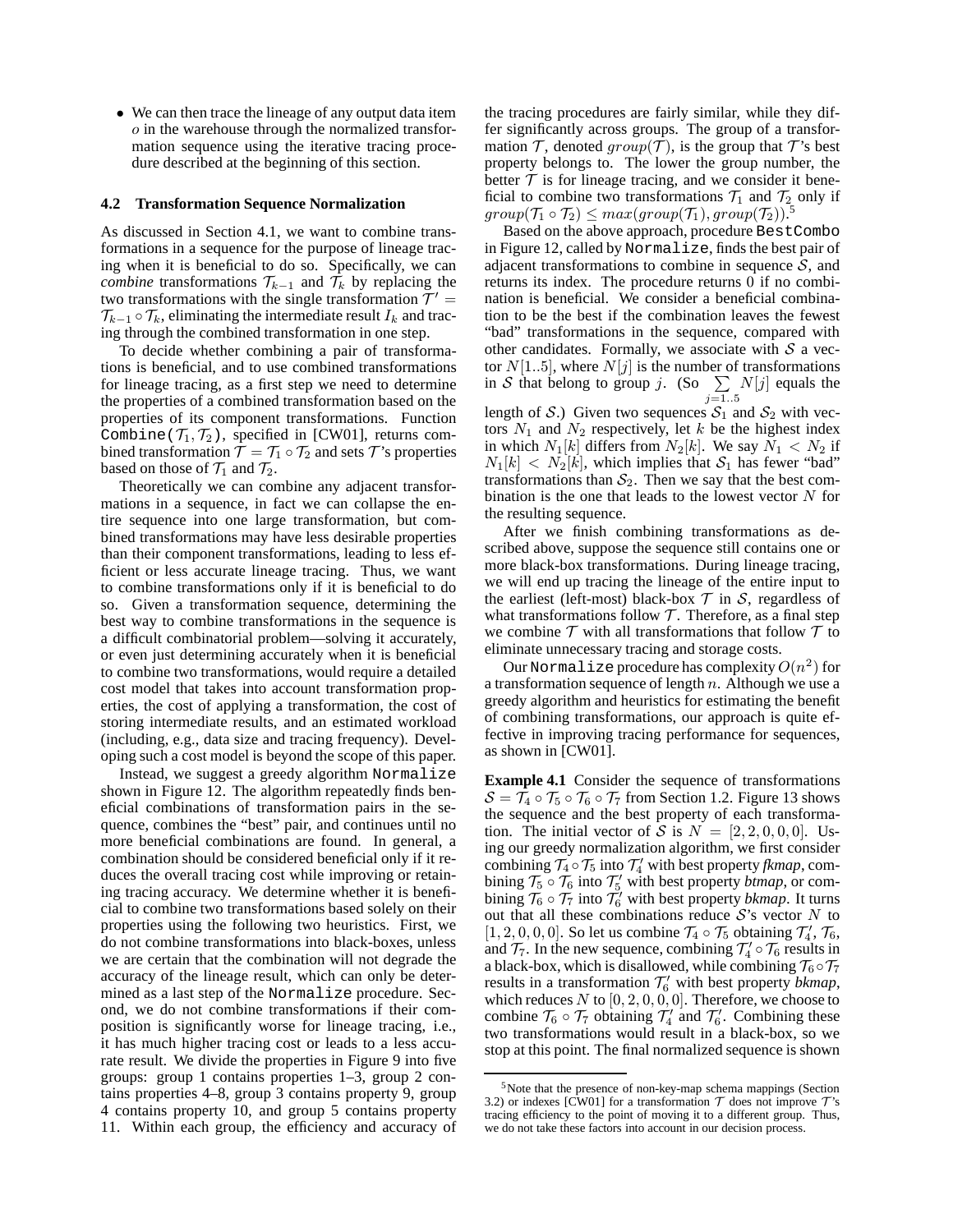- We can then trace the lineage of any output data item $o$ in the warehouse through the normalized transformation sequence using the iterative tracing procedure described at the beginning of this section.

### 4.2 Transformation Sequence Normalization

As discussed in Section 4.1, we want to combine transformations in a sequence for the purpose of lineage tracing when it is beneficial to do so. Specifically, we can *combine* transformations $\mathcal{T}_{k-1}$ and $\mathcal{T}_k$ by replacing the two transformations with the single transformation $\mathcal{T}' = \mathcal{T}_{k-1} \circ \mathcal{T}_k$, eliminating the intermediate result $I_k$ and tracing through the combined transformation in one step.

To decide whether combining a pair of transformations is beneficial, and to use combined transformations for lineage tracing, as a first step we need to determine the properties of a combined transformation based on the properties of its component transformations. Function `Combine(`$\mathcal{T}_1, \mathcal{T}_2$`)`, specified in [CW01], returns combined transformation $\mathcal{T} = \mathcal{T}_1 \circ \mathcal{T}_2$ and sets $\mathcal{T}$'s properties based on those of $\mathcal{T}_1$ and $\mathcal{T}_2$.

Theoretically we can combine any adjacent transformations in a sequence, in fact we can collapse the entire sequence into one large transformation, but combined transformations may have less desirable properties than their component transformations, leading to less efficient or less accurate lineage tracing. Thus, we want to combine transformations only if it is beneficial to do so. Given a transformation sequence, determining the best way to combine transformations in the sequence is a difficult combinatorial problem—solving it accurately, or even just determining accurately when it is beneficial to combine two transformations, would require a detailed cost model that takes into account transformation properties, the cost of applying a transformation, the cost of storing intermediate results, and an estimated workload (including, e.g., data size and tracing frequency). Developing such a cost model is beyond the scope of this paper.

Instead, we suggest a greedy algorithm `Normalize` shown in Figure 12. The algorithm repeatedly finds beneficial combinations of transformation pairs in the sequence, combines the "best" pair, and continues until no more beneficial combinations are found. In general, a combination should be considered beneficial only if it reduces the overall tracing cost while improving or retaining tracing accuracy. We determine whether it is beneficial to combine two transformations based solely on their properties using the following two heuristics. First, we do not combine transformations into black-boxes, unless we are certain that the combination will not degrade the accuracy of the lineage result, which can only be determined as a last step of the `Normalize` procedure. Second, we do not combine transformations if their composition is significantly worse for lineage tracing, i.e., it has much higher tracing cost or leads to a less accurate result. We divide the properties in Figure 9 into five groups: group 1 contains properties 1–3, group 2 contains properties 4–8, group 3 contains property 9, group 4 contains property 10, and group 5 contains property 11. Within each group, the efficiency and accuracy of the tracing procedures are fairly similar, while they differ significantly across groups. The group of a transformation $\mathcal{T}$, denoted $group(\mathcal{T})$, is the group that $\mathcal{T}$'s best property belongs to. The lower the group number, the better $\mathcal{T}$ is for lineage tracing, and we consider it beneficial to combine two transformations $\mathcal{T}_1$ and $\mathcal{T}_2$ only if $group(\mathcal{T}_1 \circ \mathcal{T}_2) \leq max(group(\mathcal{T}_1), group(\mathcal{T}_2))$.[5]

Based on the above approach, procedure `BestCombo` in Figure 12, called by `Normalize`, finds the best pair of adjacent transformations to combine in sequence $\mathcal{S}$, and returns its index. The procedure returns 0 if no combination is beneficial. We consider a beneficial combination to be the best if the combination leaves the fewest "bad" transformations in the sequence, compared with other candidates. Formally, we associate with $\mathcal{S}$ a vector $N[1..5]$, where $N[j]$ is the number of transformations in $\mathcal{S}$ that belong to group $j$. (So $\sum_{j=1..5} N[j]$ equals the length of $\mathcal{S}$.) Given two sequences $\mathcal{S}_1$ and $\mathcal{S}_2$ with vectors $N_1$ and $N_2$ respectively, let $k$ be the highest index in which $N_1[k]$ differs from $N_2[k]$. We say $N_1 < N_2$ if $N_1[k] < N_2[k]$, which implies that $\mathcal{S}_1$ has fewer "bad" transformations than $\mathcal{S}_2$. Then we say that the best combination is the one that leads to the lowest vector $N$ for the resulting sequence.

After we finish combining transformations as described above, suppose the sequence still contains one or more black-box transformations. During lineage tracing, we will end up tracing the lineage of the entire input to the earliest (left-most) black-box $\mathcal{T}$ in $\mathcal{S}$, regardless of what transformations follow $\mathcal{T}$. Therefore, as a final step we combine $\mathcal{T}$ with all transformations that follow $\mathcal{T}$ to eliminate unnecessary tracing and storage costs.

Our `Normalize` procedure has complexity $O(n^2)$ for a transformation sequence of length $n$. Although we use a greedy algorithm and heuristics for estimating the benefit of combining transformations, our approach is quite effective in improving tracing performance for sequences, as shown in [CW01].

**Example 4.1** Consider the sequence of transformations $\mathcal{S} = \mathcal{T}_4 \circ \mathcal{T}_5 \circ \mathcal{T}_6 \circ \mathcal{T}_7$ from Section 1.2. Figure 13 shows the sequence and the best property of each transformation. The initial vector of $\mathcal{S}$ is $N = [2, 2, 0, 0, 0]$. Using our greedy normalization algorithm, we first consider combining $\mathcal{T}_4 \circ \mathcal{T}_5$ into $\mathcal{T}'_4$ with best property *fkmap*, combining $\mathcal{T}_5 \circ \mathcal{T}_6$ into $\mathcal{T}'_5$ with best property *btmap*, or combining $\mathcal{T}_6 \circ \mathcal{T}_7$ into $\mathcal{T}'_6$ with best property *bkmap*. It turns out that all these combinations reduce $\mathcal{S}$'s vector $N$ to $[1, 2, 0, 0, 0]$. So let us combine $\mathcal{T}_4 \circ \mathcal{T}_5$ obtaining $\mathcal{T}'_4$, $\mathcal{T}_6$, and $\mathcal{T}_7$. In the new sequence, combining $\mathcal{T}'_4 \circ \mathcal{T}_6$ results in a black-box, which is disallowed, while combining $\mathcal{T}_6 \circ \mathcal{T}_7$ results in a transformation $\mathcal{T}'_6$ with best property *bkmap*, which reduces $N$ to $[0, 2, 0, 0, 0]$. Therefore, we choose to combine $\mathcal{T}_6 \circ \mathcal{T}_7$ obtaining $\mathcal{T}'_4$ and $\mathcal{T}'_6$. Combining these two transformations would result in a black-box, so we stop at this point. The final normalized sequence is shown

[5] Note that the presence of non-key-map schema mappings (Section 3.2) or indexes [CW01] for a transformation $\mathcal{T}$ does not improve $\mathcal{T}$'s tracing efficiency to the point of moving it to a different group. Thus, we do not take these factors into account in our decision process.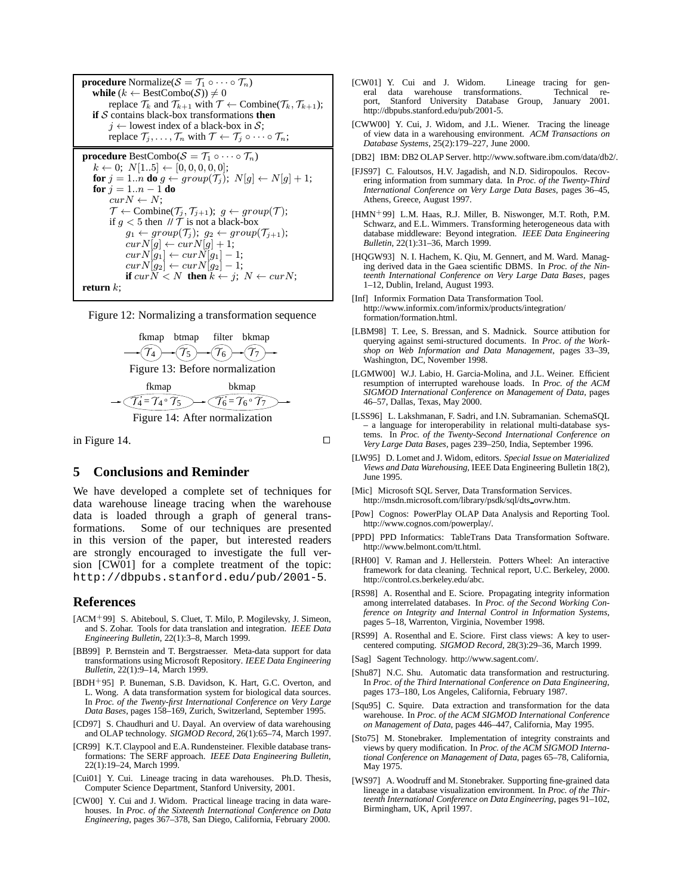**procedure** Normalize($\mathcal{S} = \mathcal{T}_1 \circ \cdots \circ \mathcal{T}_n$)
  **while** ($k \leftarrow$ BestCombo($\mathcal{S}$)) $\neq 0$
    replace $\mathcal{T}_k$ and $\mathcal{T}_{k+1}$ with $\mathcal{T} \leftarrow$ Combine($\mathcal{T}_k, \mathcal{T}_{k+1}$);
  **if** $\mathcal{S}$ contains black-box transformations **then**
    $j \leftarrow$ lowest index of a black-box in $\mathcal{S}$;
    replace $\mathcal{T}_j, \ldots, \mathcal{T}_n$ with $\mathcal{T} \leftarrow \mathcal{T}_j \circ \cdots \circ \mathcal{T}_n$;

**procedure** BestCombo($\mathcal{S} = \mathcal{T}_1 \circ \cdots \circ \mathcal{T}_n$)
  $k \leftarrow 0$; $N[1..5] \leftarrow [0, 0, 0, 0, 0]$;
  **for** $j = 1..n$ **do** $g \leftarrow group(\mathcal{T}_j)$; $N[g] \leftarrow N[g] + 1$;
  **for** $j = 1..n-1$ **do**
    $curN \leftarrow N$;
    $\mathcal{T} \leftarrow$ Combine($\mathcal{T}_j, \mathcal{T}_{j+1}$); $g \leftarrow group(\mathcal{T})$;
    if $g < 5$ then // $\mathcal{T}$ is not a black-box
      $g_1 \leftarrow group(\mathcal{T}_j)$; $g_2 \leftarrow group(\mathcal{T}_{j+1})$;
      $curN[g] \leftarrow curN[g] + 1$;
      $curN[g_1] \leftarrow curN[g_1] - 1$;
      $curN[g_2] \leftarrow curN[g_2] - 1$;
      **if** $curN < N$ **then** $k \leftarrow j$; $N \leftarrow curN$;
**return** $k$;

Figure 12: Normalizing a transformation sequence

fkmap btmap filter bkmap

$\mathcal{T}_4$ → $\mathcal{T}_5$ → $\mathcal{T}_6$ → $\mathcal{T}_7$

Figure 13: Before normalization

fkmap bkmap

$\mathcal{T}_4' = \mathcal{T}_4 \circ \mathcal{T}_5$ → $\mathcal{T}_6' = \mathcal{T}_6 \circ \mathcal{T}_7$

Figure 14: After normalization

in Figure 14. □

## 5 Conclusions and Reminder

We have developed a complete set of techniques for data warehouse lineage tracing when the warehouse data is loaded through a graph of general transformations. Some of our techniques are presented in this version of the paper, but interested readers are strongly encouraged to investigate the full version [CW01] for a complete treatment of the topic: `http://dbpubs.stanford.edu/pub/2001-5`.

## References

[ACM+99] S. Abiteboul, S. Cluet, T. Milo, P. Mogilevsky, J. Simeon, and S. Zohar. Tools for data translation and integration. *IEEE Data Engineering Bulletin*, 22(1):3–8, March 1999.

[BB99] P. Bernstein and T. Bergstraesser. Meta-data support for data transformations using Microsoft Repository. *IEEE Data Engineering Bulletin*, 22(1):9–14, March 1999.

[BDH+95] P. Buneman, S.B. Davidson, K. Hart, G.C. Overton, and L. Wong. A data transformation system for biological data sources. In *Proc. of the Twenty-first International Conference on Very Large Data Bases*, pages 158–169, Zurich, Switzerland, September 1995.

[CD97] S. Chaudhuri and U. Dayal. An overview of data warehousing and OLAP technology. *SIGMOD Record*, 26(1):65–74, March 1997.

[CR99] K.T. Claypool and E.A. Rundensteiner. Flexible database transformations: The SERF approach. *IEEE Data Engineering Bulletin*, 22(1):19–24, March 1999.

[Cui01] Y. Cui. Lineage tracing in data warehouses. Ph.D. Thesis, Computer Science Department, Stanford University, 2001.

[CW00] Y. Cui and J. Widom. Practical lineage tracing in data warehouses. In *Proc. of the Sixteenth International Conference on Data Engineering*, pages 367–378, San Diego, California, February 2000.

[CW01] Y. Cui and J. Widom. Lineage tracing for general data warehouse transformations. Technical report, Stanford University Database Group, January 2001. http://dbpubs.stanford.edu/pub/2001-5.

[CWW00] Y. Cui, J. Widom, and J.L. Wiener. Tracing the lineage of view data in a warehousing environment. *ACM Transactions on Database Systems*, 25(2):179–227, June 2000.

[DB2] IBM: DB2 OLAP Server. http://www.software.ibm.com/data/db2/.

[FJS97] C. Faloutsos, H.V. Jagadish, and N.D. Sidiropoulos. Recovering information from summary data. In *Proc. of the Twenty-Third International Conference on Very Large Data Bases*, pages 36–45, Athens, Greece, August 1997.

[HMN+99] L.M. Haas, R.J. Miller, B. Niswonger, M.T. Roth, P.M. Schwarz, and E.L. Wimmers. Transforming heterogeneous data with database middleware: Beyond integration. *IEEE Data Engineering Bulletin*, 22(1):31–36, March 1999.

[HQGW93] N. I. Hachem, K. Qiu, M. Gennert, and M. Ward. Managing derived data in the Gaea scientific DBMS. In *Proc. of the Nineteenth International Conference on Very Large Data Bases*, pages 1–12, Dublin, Ireland, August 1993.

[Inf] Informix Formation Data Transformation Tool. http://www.informix.com/informix/products/integration/formation/formation.html.

[LBM98] T. Lee, S. Bressan, and S. Madnick. Source attibution for querying against semi-structured documents. In *Proc. of the Workshop on Web Information and Data Management*, pages 33–39, Washington, DC, November 1998.

[LGMW00] W.J. Labio, H. Garcia-Molina, and J.L. Weiner. Efficient resumption of interrupted warehouse loads. In *Proc. of the ACM SIGMOD International Conference on Management of Data*, pages 46–57, Dallas, Texas, May 2000.

[LSS96] L. Lakshmanan, F. Sadri, and I.N. Subramanian. SchemaSQL – a language for interoperability in relational multi-database systems. In *Proc. of the Twenty-Second International Conference on Very Large Data Bases*, pages 239–250, India, September 1996.

[LW95] D. Lomet and J. Widom, editors. *Special Issue on Materialized Views and Data Warehousing*, IEEE Data Engineering Bulletin 18(2), June 1995.

[Mic] Microsoft SQL Server, Data Transformation Services. http://msdn.microsoft.com/library/psdk/sql/dts_ovrw.htm.

[Pow] Cognos: PowerPlay OLAP Data Analysis and Reporting Tool. http://www.cognos.com/powerplay/.

[PPD] PPD Informatics: TableTrans Data Transformation Software. http://www.belmont.com/tt.html.

[RH00] V. Raman and J. Hellerstein. Potters Wheel: An interactive framework for data cleaning. Technical report, U.C. Berkeley, 2000. http://control.cs.berkeley.edu/abc.

[RS98] A. Rosenthal and E. Sciore. Propagating integrity information among interrelated databases. In *Proc. of the Second Working Conference on Integrity and Internal Control in Information Systems*, pages 5–18, Warrenton, Virginia, November 1998.

[RS99] A. Rosenthal and E. Sciore. First class views: A key to user-centered computing. *SIGMOD Record*, 28(3):29–36, March 1999.

[Sag] Sagent Technology. http://www.sagent.com/.

[Shu87] N.C. Shu. Automatic data transformation and restructuring. In *Proc. of the Third International Conference on Data Engineering*, pages 173–180, Los Angeles, California, February 1987.

[Squ95] C. Squire. Data extraction and transformation for the data warehouse. In *Proc. of the ACM SIGMOD International Conference on Management of Data*, pages 446–447, California, May 1995.

[Sto75] M. Stonebraker. Implementation of integrity constraints and views by query modification. In *Proc. of the ACM SIGMOD International Conference on Management of Data*, pages 65–78, California, May 1975.

[WS97] A. Woodruff and M. Stonebraker. Supporting fine-grained data lineage in a database visualization environment. In *Proc. of the Thirteenth International Conference on Data Engineering*, pages 91–102, Birmingham, UK, April 1997.